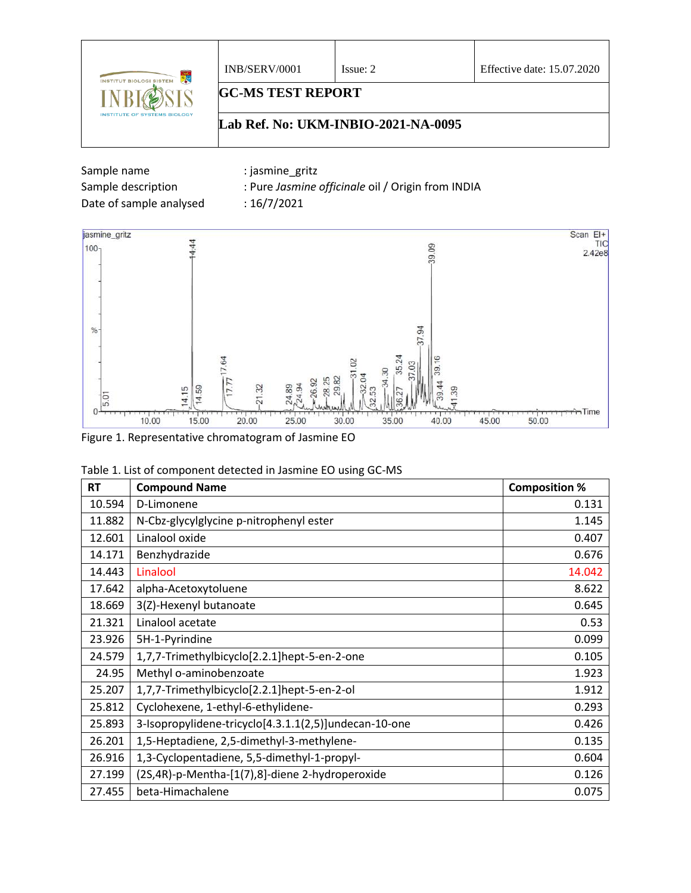| | INB/SERV/0001 | Issue: 2 | Effective date: 15.07.2020 |
|---|---|---|---|
| INSTITUT BIOLOGI SISTEM INBIOSIS INSTITUTE OF SYSTEMS BIOLOGY | **GC-MS TEST REPORT** | | |
| | **Lab Ref. No: UKM-INBIO-2021-NA-0095** | | |

Sample name : jasmine_gritz
Sample description : Pure *Jasmine officinale* oil / Origin from INDIA
Date of sample analysed : 16/7/2021

Figure 1. Representative chromatogram of Jasmine EO

Table 1. List of component detected in Jasmine EO using GC-MS

| RT | Compound Name | Composition % |
|---|---|---|
| 10.594 | D-Limonene | 0.131 |
| 11.882 | N-Cbz-glycylglycine p-nitrophenyl ester | 1.145 |
| 12.601 | Linalool oxide | 0.407 |
| 14.171 | Benzhydrazide | 0.676 |
| 14.443 | Linalool | 14.042 |
| 17.642 | alpha-Acetoxytoluene | 8.622 |
| 18.669 | 3(Z)-Hexenyl butanoate | 0.645 |
| 21.321 | Linalool acetate | 0.53 |
| 23.926 | 5H-1-Pyrindine | 0.099 |
| 24.579 | 1,7,7-Trimethylbicyclo[2.2.1]hept-5-en-2-one | 0.105 |
| 24.95 | Methyl o-aminobenzoate | 1.923 |
| 25.207 | 1,7,7-Trimethylbicyclo[2.2.1]hept-5-en-2-ol | 1.912 |
| 25.812 | Cyclohexene, 1-ethyl-6-ethylidene- | 0.293 |
| 25.893 | 3-Isopropylidene-tricyclo[4.3.1.1(2,5)]undecan-10-one | 0.426 |
| 26.201 | 1,5-Heptadiene, 2,5-dimethyl-3-methylene- | 0.135 |
| 26.916 | 1,3-Cyclopentadiene, 5,5-dimethyl-1-propyl- | 0.604 |
| 27.199 | (2S,4R)-p-Mentha-[1(7),8]-diene 2-hydroperoxide | 0.126 |
| 27.455 | beta-Himachalene | 0.075 |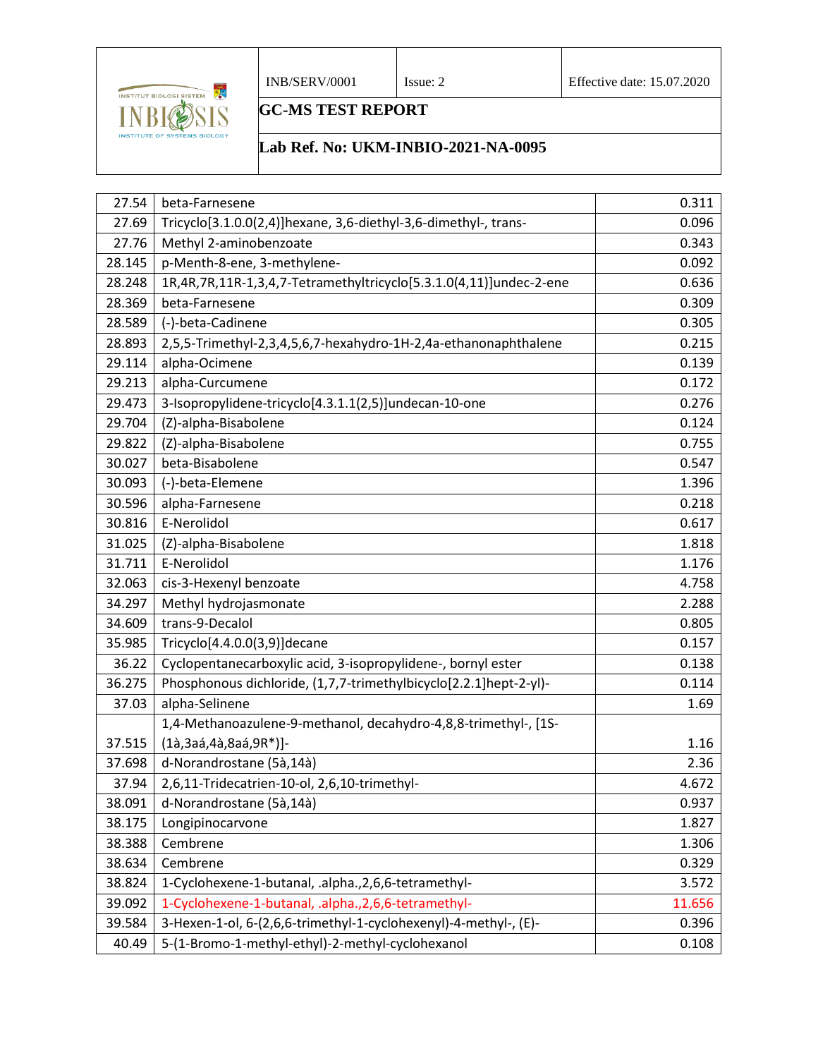| | | |
|---|---|---|
| 27.54 | beta-Farnesene | 0.311 |
| 27.69 | Tricyclo[3.1.0.0(2,4)]hexane, 3,6-diethyl-3,6-dimethyl-, trans- | 0.096 |
| 27.76 | Methyl 2-aminobenzoate | 0.343 |
| 28.145 | p-Menth-8-ene, 3-methylene- | 0.092 |
| 28.248 | 1R,4R,7R,11R-1,3,4,7-Tetramethyltricyclo[5.3.1.0(4,11)]undec-2-ene | 0.636 |
| 28.369 | beta-Farnesene | 0.309 |
| 28.589 | (-)-beta-Cadinene | 0.305 |
| 28.893 | 2,5,5-Trimethyl-2,3,4,5,6,7-hexahydro-1H-2,4a-ethanonaphthalene | 0.215 |
| 29.114 | alpha-Ocimene | 0.139 |
| 29.213 | alpha-Curcumene | 0.172 |
| 29.473 | 3-Isopropylidene-tricyclo[4.3.1.1(2,5)]undecan-10-one | 0.276 |
| 29.704 | (Z)-alpha-Bisabolene | 0.124 |
| 29.822 | (Z)-alpha-Bisabolene | 0.755 |
| 30.027 | beta-Bisabolene | 0.547 |
| 30.093 | (-)-beta-Elemene | 1.396 |
| 30.596 | alpha-Farnesene | 0.218 |
| 30.816 | E-Nerolidol | 0.617 |
| 31.025 | (Z)-alpha-Bisabolene | 1.818 |
| 31.711 | E-Nerolidol | 1.176 |
| 32.063 | cis-3-Hexenyl benzoate | 4.758 |
| 34.297 | Methyl hydrojasmonate | 2.288 |
| 34.609 | trans-9-Decalol | 0.805 |
| 35.985 | Tricyclo[4.4.0.0(3,9)]decane | 0.157 |
| 36.22 | Cyclopentanecarboxylic acid, 3-isopropylidene-, bornyl ester | 0.138 |
| 36.275 | Phosphonous dichloride, (1,7,7-trimethylbicyclo[2.2.1]hept-2-yl)- | 0.114 |
| 37.03 | alpha-Selinene | 1.69 |
| 37.515 | 1,4-Methanoazulene-9-methanol, decahydro-4,8,8-trimethyl-, [1S-(1à,3aá,4à,8aá,9R*)]- | 1.16 |
| 37.698 | d-Norandrostane (5à,14à) | 2.36 |
| 37.94 | 2,6,11-Tridecatrien-10-ol, 2,6,10-trimethyl- | 4.672 |
| 38.091 | d-Norandrostane (5à,14à) | 0.937 |
| 38.175 | Longipinocarvone | 1.827 |
| 38.388 | Cembrene | 1.306 |
| 38.634 | Cembrene | 0.329 |
| 38.824 | 1-Cyclohexene-1-butanal, .alpha.,2,6,6-tetramethyl- | 3.572 |
| 39.092 | 1-Cyclohexene-1-butanal, .alpha.,2,6,6-tetramethyl- | 11.656 |
| 39.584 | 3-Hexen-1-ol, 6-(2,6,6-trimethyl-1-cyclohexenyl)-4-methyl-, (E)- | 0.396 |
| 40.49 | 5-(1-Bromo-1-methyl-ethyl)-2-methyl-cyclohexanol | 0.108 |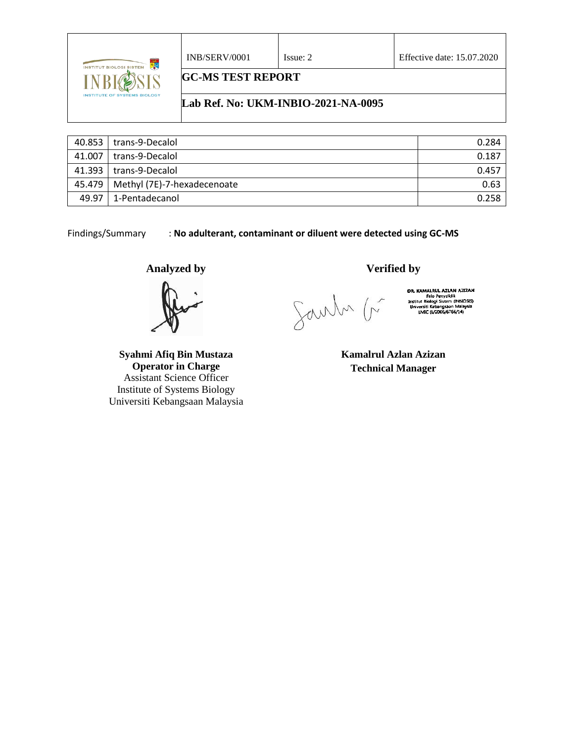| | | |
|---|---|---|
| 40.853 | trans-9-Decalol | 0.284 |
| 41.007 | trans-9-Decalol | 0.187 |
| 41.393 | trans-9-Decalol | 0.457 |
| 45.479 | Methyl (7E)-7-hexadecenoate | 0.63 |
| 49.97 | 1-Pentadecanol | 0.258 |

Findings/Summary : **No adulterant, contaminant or diluent were detected using GC-MS**

**Analyzed by**

**Syahmi Afiq Bin Mustaza**
**Operator in Charge**
Assistant Science Officer
Institute of Systems Biology
Universiti Kebangsaan Malaysia

**Verified by**

DR. KAMALRUL AZLAN AZIZAN
Felo Penyelidik
Institut Biologi Sistem (INBIOSIS)
Universiti Kebangsaan Malaysia
LMIC (1/2006/6764/14)

**Kamalrul Azlan Azizan**
**Technical Manager**